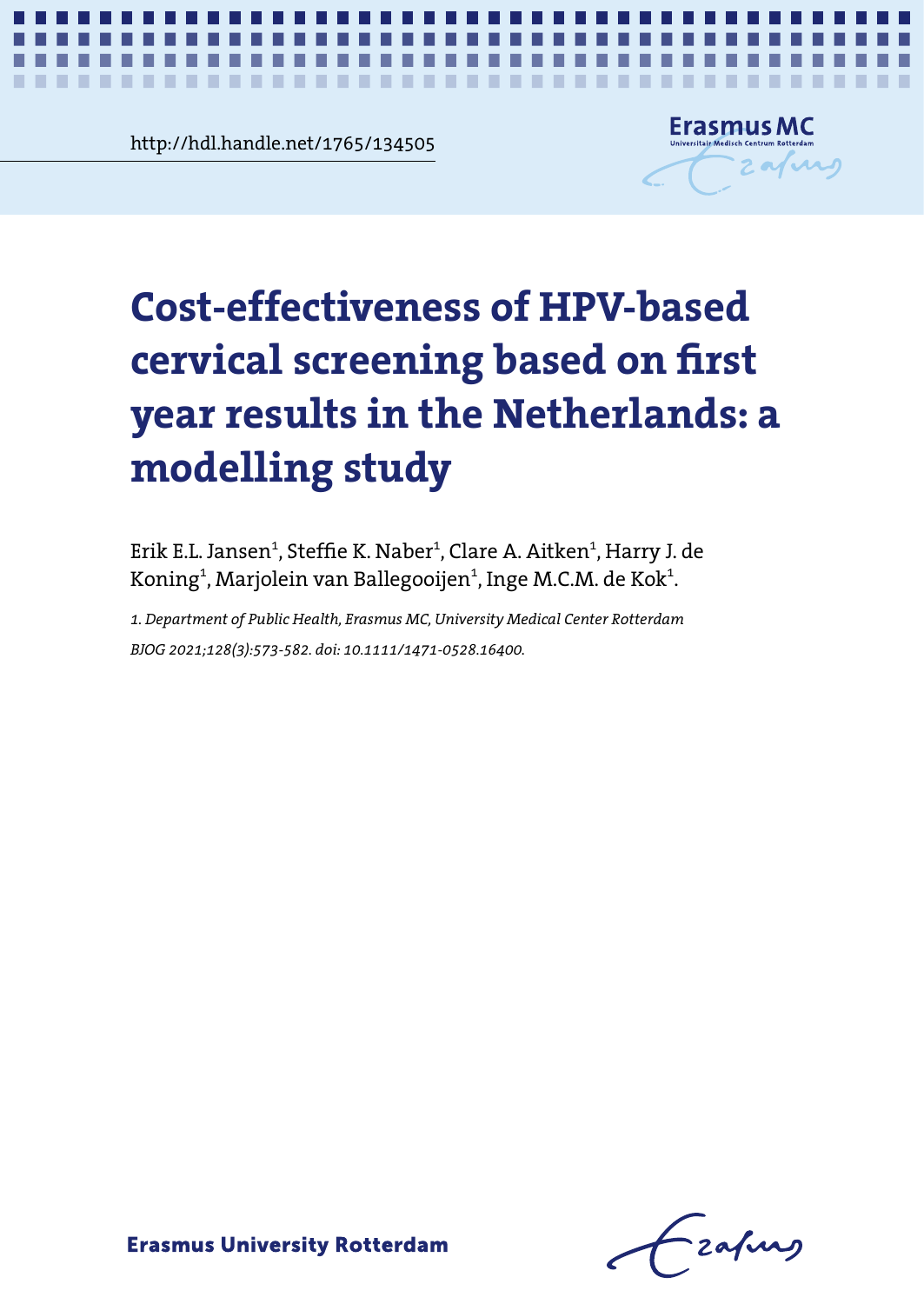http://hdl.handle.net/1765/134505

# Cost-effectiveness of HPV-based cervical screening based on first year results in the Netherlands: a modelling study

Erik E.L. Jansen[1], Steffie K. Naber[1], Clare A. Aitken[1], Harry J. de Koning[1], Marjolein van Ballegooijen[1], Inge M.C.M. de Kok[1].

*1. Department of Public Health, Erasmus MC, University Medical Center Rotterdam*

*BJOG 2021;128(3):573-582. doi: 10.1111/1471-0528.16400.*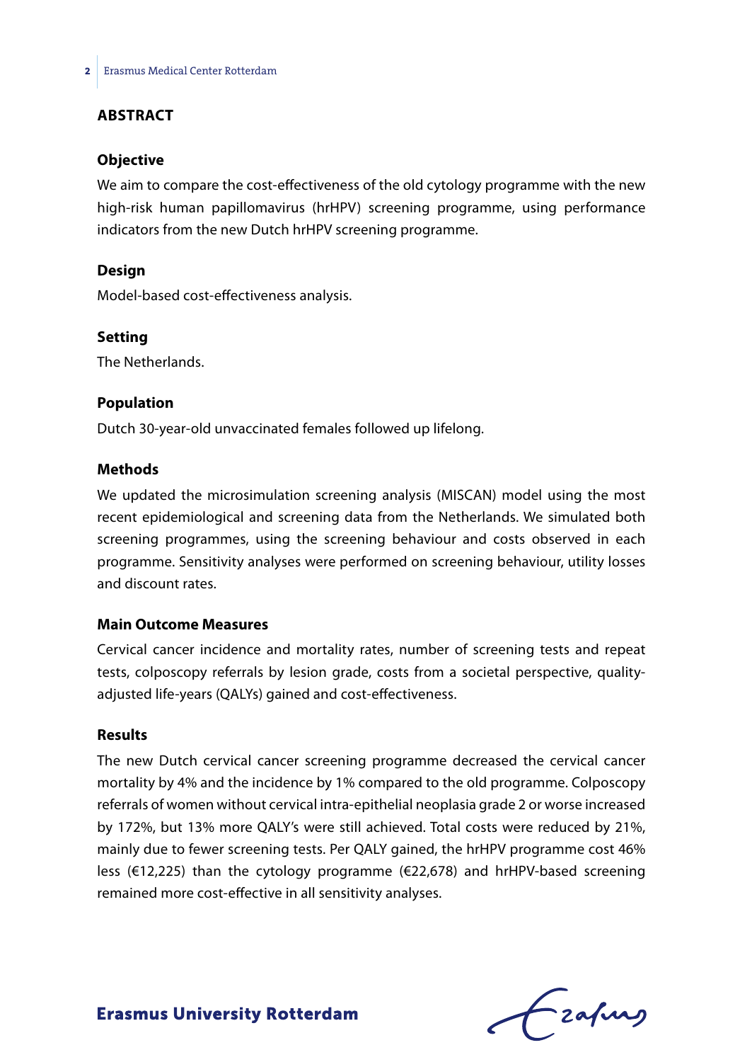## ABSTRACT

### Objective

We aim to compare the cost-effectiveness of the old cytology programme with the new high-risk human papillomavirus (hrHPV) screening programme, using performance indicators from the new Dutch hrHPV screening programme.

### Design

Model-based cost-effectiveness analysis.

### Setting

The Netherlands.

### Population

Dutch 30-year-old unvaccinated females followed up lifelong.

### Methods

We updated the microsimulation screening analysis (MISCAN) model using the most recent epidemiological and screening data from the Netherlands. We simulated both screening programmes, using the screening behaviour and costs observed in each programme. Sensitivity analyses were performed on screening behaviour, utility losses and discount rates.

### Main Outcome Measures

Cervical cancer incidence and mortality rates, number of screening tests and repeat tests, colposcopy referrals by lesion grade, costs from a societal perspective, quality-adjusted life-years (QALYs) gained and cost-effectiveness.

### Results

The new Dutch cervical cancer screening programme decreased the cervical cancer mortality by 4% and the incidence by 1% compared to the old programme. Colposcopy referrals of women without cervical intra-epithelial neoplasia grade 2 or worse increased by 172%, but 13% more QALY's were still achieved. Total costs were reduced by 21%, mainly due to fewer screening tests. Per QALY gained, the hrHPV programme cost 46% less (€12,225) than the cytology programme (€22,678) and hrHPV-based screening remained more cost-effective in all sensitivity analyses.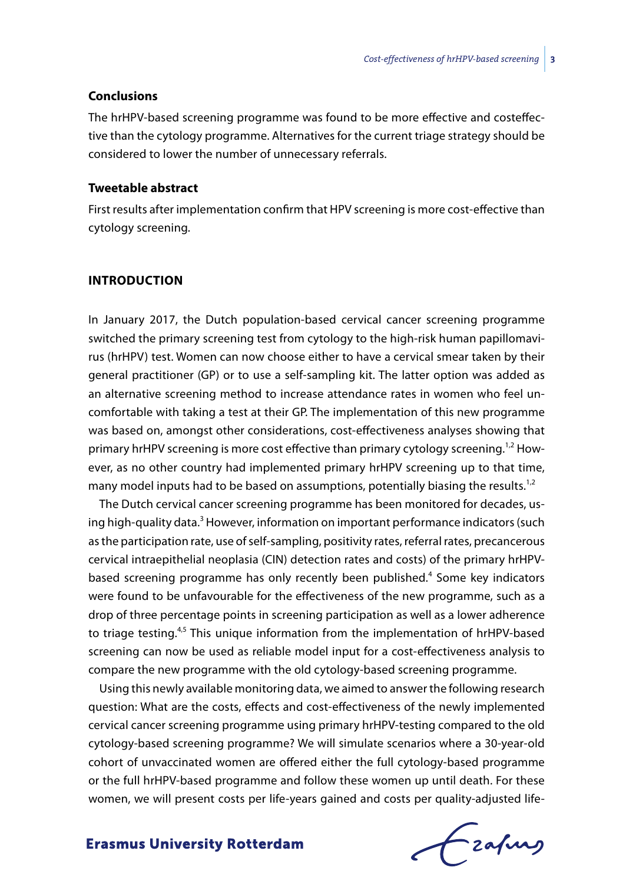### Conclusions

The hrHPV-based screening programme was found to be more effective and costeffective than the cytology programme. Alternatives for the current triage strategy should be considered to lower the number of unnecessary referrals.

### Tweetable abstract

First results after implementation confirm that HPV screening is more cost-effective than cytology screening.

## INTRODUCTION

In January 2017, the Dutch population-based cervical cancer screening programme switched the primary screening test from cytology to the high-risk human papillomavirus (hrHPV) test. Women can now choose either to have a cervical smear taken by their general practitioner (GP) or to use a self-sampling kit. The latter option was added as an alternative screening method to increase attendance rates in women who feel uncomfortable with taking a test at their GP. The implementation of this new programme was based on, amongst other considerations, cost-effectiveness analyses showing that primary hrHPV screening is more cost effective than primary cytology screening.[1,2] However, as no other country had implemented primary hrHPV screening up to that time, many model inputs had to be based on assumptions, potentially biasing the results.[1,2]

The Dutch cervical cancer screening programme has been monitored for decades, using high-quality data.[3] However, information on important performance indicators (such as the participation rate, use of self-sampling, positivity rates, referral rates, precancerous cervical intraepithelial neoplasia (CIN) detection rates and costs) of the primary hrHPV-based screening programme has only recently been published.[4] Some key indicators were found to be unfavourable for the effectiveness of the new programme, such as a drop of three percentage points in screening participation as well as a lower adherence to triage testing.[4,5] This unique information from the implementation of hrHPV-based screening can now be used as reliable model input for a cost-effectiveness analysis to compare the new programme with the old cytology-based screening programme.

Using this newly available monitoring data, we aimed to answer the following research question: What are the costs, effects and cost-effectiveness of the newly implemented cervical cancer screening programme using primary hrHPV-testing compared to the old cytology-based screening programme? We will simulate scenarios where a 30-year-old cohort of unvaccinated women are offered either the full cytology-based programme or the full hrHPV-based programme and follow these women up until death. For these women, we will present costs per life-years gained and costs per quality-adjusted life-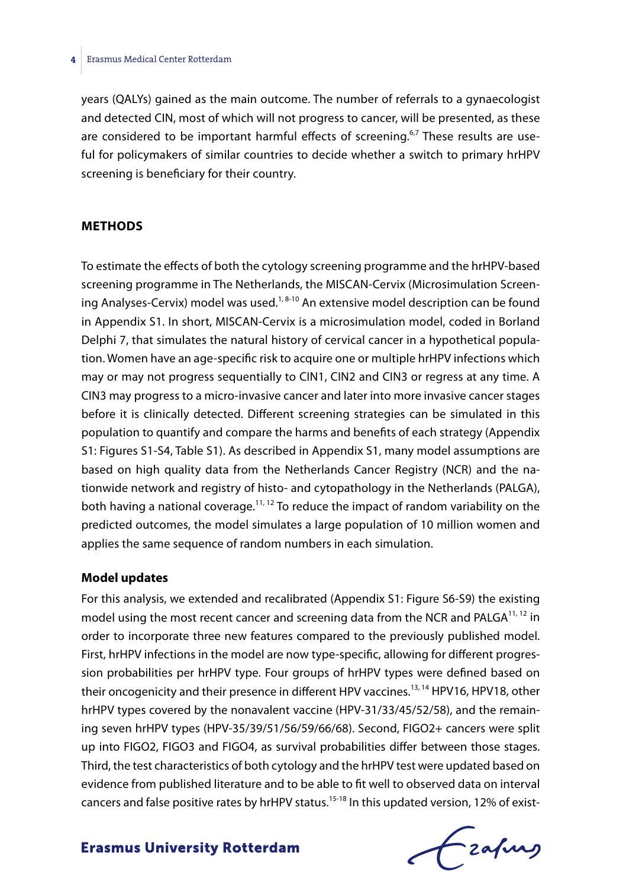years (QALYs) gained as the main outcome. The number of referrals to a gynaecologist and detected CIN, most of which will not progress to cancer, will be presented, as these are considered to be important harmful effects of screening.[6,7] These results are useful for policymakers of similar countries to decide whether a switch to primary hrHPV screening is beneficiary for their country.

## METHODS

To estimate the effects of both the cytology screening programme and the hrHPV-based screening programme in The Netherlands, the MISCAN-Cervix (Microsimulation Screening Analyses-Cervix) model was used.[1, 8-10] An extensive model description can be found in Appendix S1. In short, MISCAN-Cervix is a microsimulation model, coded in Borland Delphi 7, that simulates the natural history of cervical cancer in a hypothetical population. Women have an age-specific risk to acquire one or multiple hrHPV infections which may or may not progress sequentially to CIN1, CIN2 and CIN3 or regress at any time. A CIN3 may progress to a micro-invasive cancer and later into more invasive cancer stages before it is clinically detected. Different screening strategies can be simulated in this population to quantify and compare the harms and benefits of each strategy (Appendix S1: Figures S1-S4, Table S1). As described in Appendix S1, many model assumptions are based on high quality data from the Netherlands Cancer Registry (NCR) and the nationwide network and registry of histo- and cytopathology in the Netherlands (PALGA), both having a national coverage.[11, 12] To reduce the impact of random variability on the predicted outcomes, the model simulates a large population of 10 million women and applies the same sequence of random numbers in each simulation.

### Model updates

For this analysis, we extended and recalibrated (Appendix S1: Figure S6-S9) the existing model using the most recent cancer and screening data from the NCR and PALGA[11, 12] in order to incorporate three new features compared to the previously published model. First, hrHPV infections in the model are now type-specific, allowing for different progression probabilities per hrHPV type. Four groups of hrHPV types were defined based on their oncogenicity and their presence in different HPV vaccines.[13, 14] HPV16, HPV18, other hrHPV types covered by the nonavalent vaccine (HPV-31/33/45/52/58), and the remaining seven hrHPV types (HPV-35/39/51/56/59/66/68). Second, FIGO2+ cancers were split up into FIGO2, FIGO3 and FIGO4, as survival probabilities differ between those stages. Third, the test characteristics of both cytology and the hrHPV test were updated based on evidence from published literature and to be able to fit well to observed data on interval cancers and false positive rates by hrHPV status.[15-18] In this updated version, 12% of exist-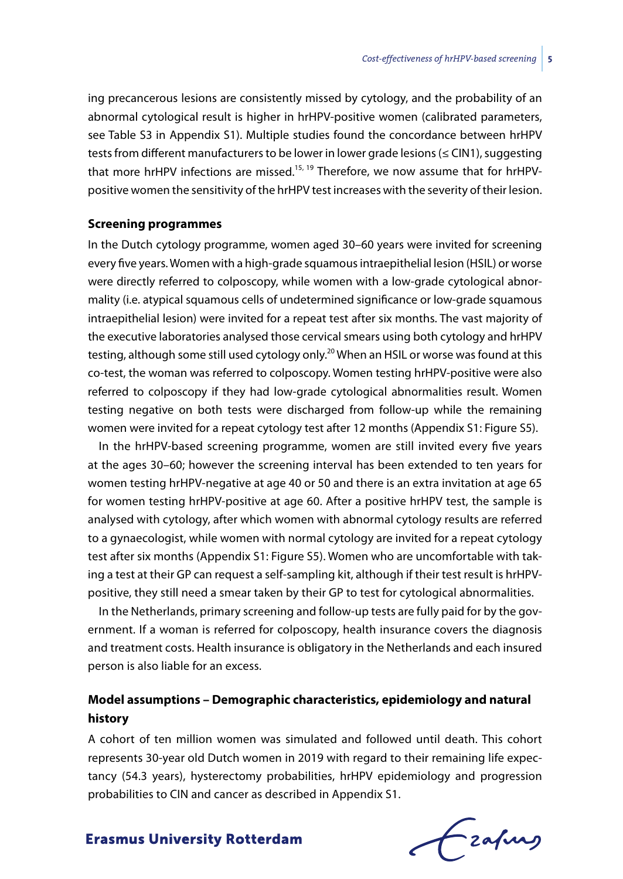ing precancerous lesions are consistently missed by cytology, and the probability of an abnormal cytological result is higher in hrHPV-positive women (calibrated parameters, see Table S3 in Appendix S1). Multiple studies found the concordance between hrHPV tests from different manufacturers to be lower in lower grade lesions (≤ CIN1), suggesting that more hrHPV infections are missed.[15, 19] Therefore, we now assume that for hrHPV-positive women the sensitivity of the hrHPV test increases with the severity of their lesion.

### Screening programmes

In the Dutch cytology programme, women aged 30–60 years were invited for screening every five years. Women with a high-grade squamous intraepithelial lesion (HSIL) or worse were directly referred to colposcopy, while women with a low-grade cytological abnormality (i.e. atypical squamous cells of undetermined significance or low-grade squamous intraepithelial lesion) were invited for a repeat test after six months. The vast majority of the executive laboratories analysed those cervical smears using both cytology and hrHPV testing, although some still used cytology only.[20] When an HSIL or worse was found at this co-test, the woman was referred to colposcopy. Women testing hrHPV-positive were also referred to colposcopy if they had low-grade cytological abnormalities result. Women testing negative on both tests were discharged from follow-up while the remaining women were invited for a repeat cytology test after 12 months (Appendix S1: Figure S5).

In the hrHPV-based screening programme, women are still invited every five years at the ages 30–60; however the screening interval has been extended to ten years for women testing hrHPV-negative at age 40 or 50 and there is an extra invitation at age 65 for women testing hrHPV-positive at age 60. After a positive hrHPV test, the sample is analysed with cytology, after which women with abnormal cytology results are referred to a gynaecologist, while women with normal cytology are invited for a repeat cytology test after six months (Appendix S1: Figure S5). Women who are uncomfortable with taking a test at their GP can request a self-sampling kit, although if their test result is hrHPV-positive, they still need a smear taken by their GP to test for cytological abnormalities.

In the Netherlands, primary screening and follow-up tests are fully paid for by the government. If a woman is referred for colposcopy, health insurance covers the diagnosis and treatment costs. Health insurance is obligatory in the Netherlands and each insured person is also liable for an excess.

### Model assumptions – Demographic characteristics, epidemiology and natural history

A cohort of ten million women was simulated and followed until death. This cohort represents 30-year old Dutch women in 2019 with regard to their remaining life expectancy (54.3 years), hysterectomy probabilities, hrHPV epidemiology and progression probabilities to CIN and cancer as described in Appendix S1.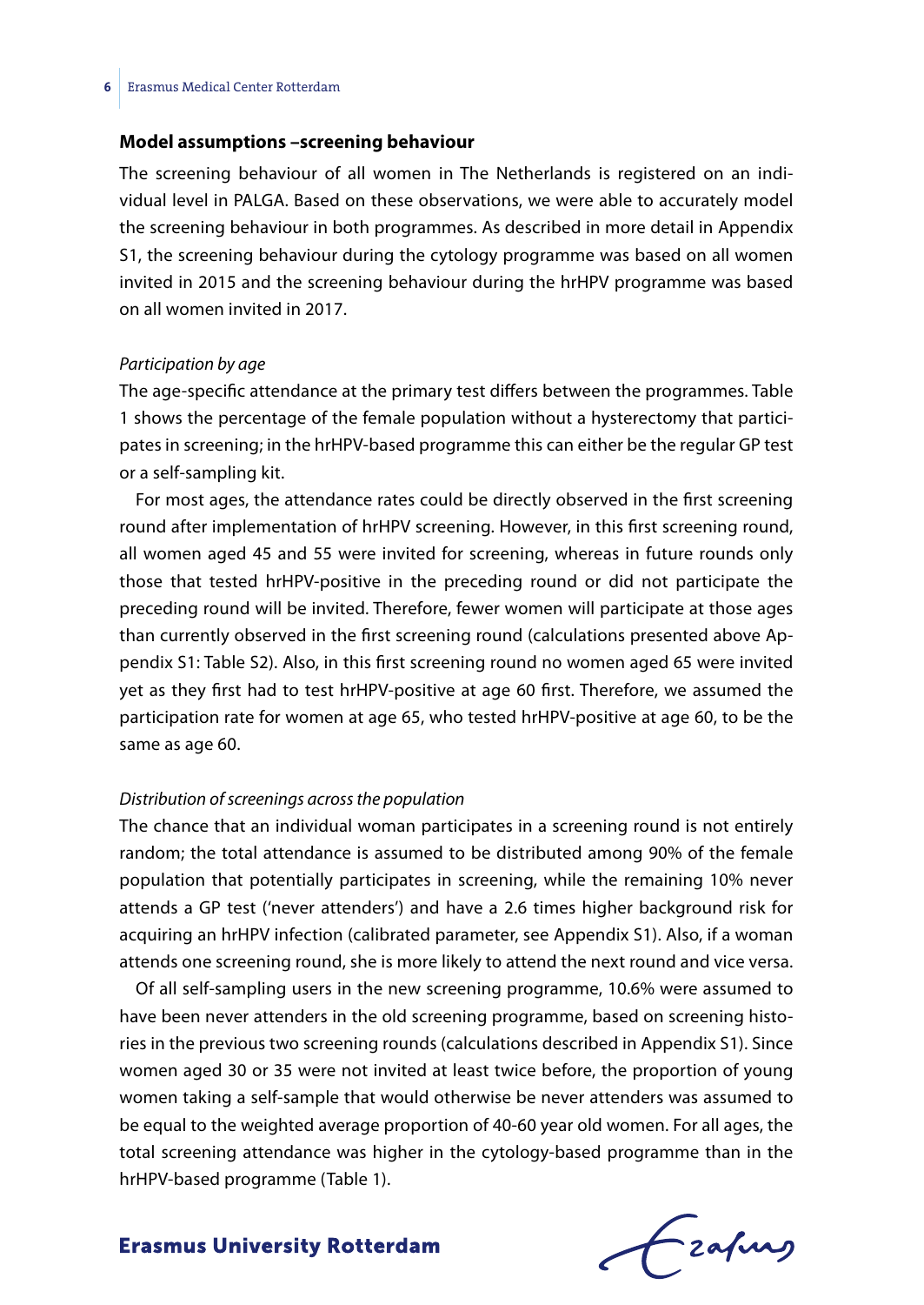### Model assumptions –screening behaviour

The screening behaviour of all women in The Netherlands is registered on an individual level in PALGA. Based on these observations, we were able to accurately model the screening behaviour in both programmes. As described in more detail in Appendix S1, the screening behaviour during the cytology programme was based on all women invited in 2015 and the screening behaviour during the hrHPV programme was based on all women invited in 2017.

*Participation by age*

The age-specific attendance at the primary test differs between the programmes. Table 1 shows the percentage of the female population without a hysterectomy that participates in screening; in the hrHPV-based programme this can either be the regular GP test or a self-sampling kit.

For most ages, the attendance rates could be directly observed in the first screening round after implementation of hrHPV screening. However, in this first screening round, all women aged 45 and 55 were invited for screening, whereas in future rounds only those that tested hrHPV-positive in the preceding round or did not participate the preceding round will be invited. Therefore, fewer women will participate at those ages than currently observed in the first screening round (calculations presented above Appendix S1: Table S2). Also, in this first screening round no women aged 65 were invited yet as they first had to test hrHPV-positive at age 60 first. Therefore, we assumed the participation rate for women at age 65, who tested hrHPV-positive at age 60, to be the same as age 60.

*Distribution of screenings across the population*

The chance that an individual woman participates in a screening round is not entirely random; the total attendance is assumed to be distributed among 90% of the female population that potentially participates in screening, while the remaining 10% never attends a GP test ('never attenders') and have a 2.6 times higher background risk for acquiring an hrHPV infection (calibrated parameter, see Appendix S1). Also, if a woman attends one screening round, she is more likely to attend the next round and vice versa.

Of all self-sampling users in the new screening programme, 10.6% were assumed to have been never attenders in the old screening programme, based on screening histories in the previous two screening rounds (calculations described in Appendix S1). Since women aged 30 or 35 were not invited at least twice before, the proportion of young women taking a self-sample that would otherwise be never attenders was assumed to be equal to the weighted average proportion of 40-60 year old women. For all ages, the total screening attendance was higher in the cytology-based programme than in the hrHPV-based programme (Table 1).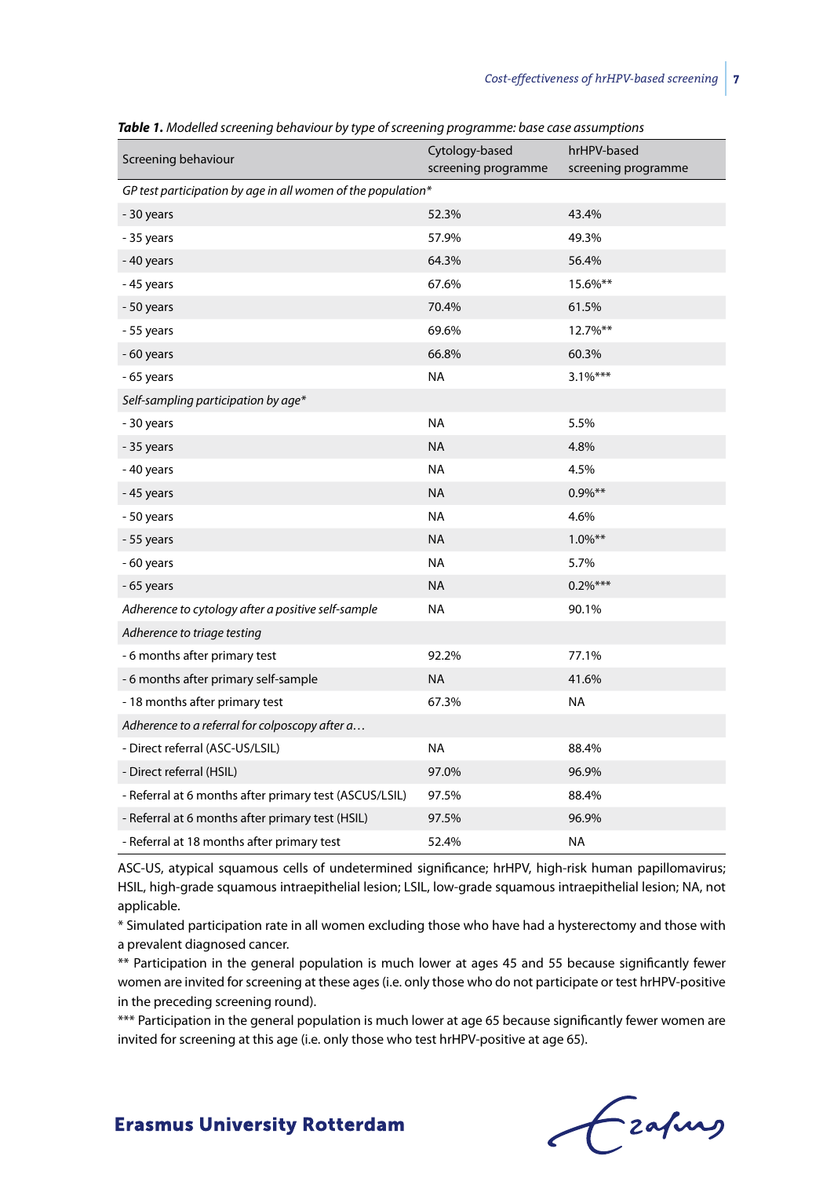***Table 1.*** *Modelled screening behaviour by type of screening programme: base case assumptions*

| Screening behaviour | Cytology-based screening programme | hrHPV-based screening programme |
|---|---|---|
| *GP test participation by age in all women of the population** | | |
| - 30 years | 52.3% | 43.4% |
| - 35 years | 57.9% | 49.3% |
| - 40 years | 64.3% | 56.4% |
| - 45 years | 67.6% | 15.6%** |
| - 50 years | 70.4% | 61.5% |
| - 55 years | 69.6% | 12.7%** |
| - 60 years | 66.8% | 60.3% |
| - 65 years | NA | 3.1%*** |
| *Self-sampling participation by age** | | |
| - 30 years | NA | 5.5% |
| - 35 years | NA | 4.8% |
| - 40 years | NA | 4.5% |
| - 45 years | NA | 0.9%** |
| - 50 years | NA | 4.6% |
| - 55 years | NA | 1.0%** |
| - 60 years | NA | 5.7% |
| - 65 years | NA | 0.2%*** |
| *Adherence to cytology after a positive self-sample* | NA | 90.1% |
| *Adherence to triage testing* | | |
| - 6 months after primary test | 92.2% | 77.1% |
| - 6 months after primary self-sample | NA | 41.6% |
| - 18 months after primary test | 67.3% | NA |
| *Adherence to a referral for colposcopy after a…* | | |
| - Direct referral (ASC-US/LSIL) | NA | 88.4% |
| - Direct referral (HSIL) | 97.0% | 96.9% |
| - Referral at 6 months after primary test (ASCUS/LSIL) | 97.5% | 88.4% |
| - Referral at 6 months after primary test (HSIL) | 97.5% | 96.9% |
| - Referral at 18 months after primary test | 52.4% | NA |

ASC-US, atypical squamous cells of undetermined significance; hrHPV, high-risk human papillomavirus; HSIL, high-grade squamous intraepithelial lesion; LSIL, low-grade squamous intraepithelial lesion; NA, not applicable.

\* Simulated participation rate in all women excluding those who have had a hysterectomy and those with a prevalent diagnosed cancer.

\*\* Participation in the general population is much lower at ages 45 and 55 because significantly fewer women are invited for screening at these ages (i.e. only those who do not participate or test hrHPV-positive in the preceding screening round).

\*\*\* Participation in the general population is much lower at age 65 because significantly fewer women are invited for screening at this age (i.e. only those who test hrHPV-positive at age 65).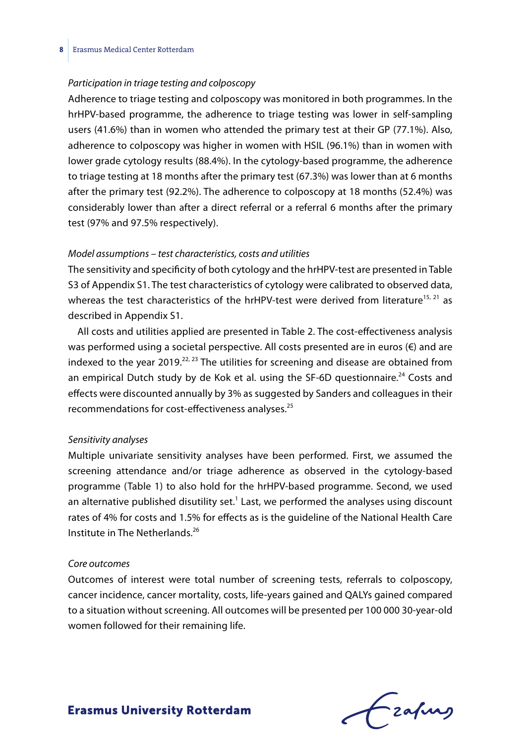*Participation in triage testing and colposcopy*

Adherence to triage testing and colposcopy was monitored in both programmes. In the hrHPV-based programme, the adherence to triage testing was lower in self-sampling users (41.6%) than in women who attended the primary test at their GP (77.1%). Also, adherence to colposcopy was higher in women with HSIL (96.1%) than in women with lower grade cytology results (88.4%). In the cytology-based programme, the adherence to triage testing at 18 months after the primary test (67.3%) was lower than at 6 months after the primary test (92.2%). The adherence to colposcopy at 18 months (52.4%) was considerably lower than after a direct referral or a referral 6 months after the primary test (97% and 97.5% respectively).

*Model assumptions – test characteristics, costs and utilities*

The sensitivity and specificity of both cytology and the hrHPV-test are presented in Table S3 of Appendix S1. The test characteristics of cytology were calibrated to observed data, whereas the test characteristics of the hrHPV-test were derived from literature[15, 21] as described in Appendix S1.

All costs and utilities applied are presented in Table 2. The cost-effectiveness analysis was performed using a societal perspective. All costs presented are in euros (€) and are indexed to the year 2019.[22, 23] The utilities for screening and disease are obtained from an empirical Dutch study by de Kok et al. using the SF-6D questionnaire.[24] Costs and effects were discounted annually by 3% as suggested by Sanders and colleagues in their recommendations for cost-effectiveness analyses.[25]

*Sensitivity analyses*

Multiple univariate sensitivity analyses have been performed. First, we assumed the screening attendance and/or triage adherence as observed in the cytology-based programme (Table 1) to also hold for the hrHPV-based programme. Second, we used an alternative published disutility set.[1] Last, we performed the analyses using discount rates of 4% for costs and 1.5% for effects as is the guideline of the National Health Care Institute in The Netherlands.[26]

*Core outcomes*

Outcomes of interest were total number of screening tests, referrals to colposcopy, cancer incidence, cancer mortality, costs, life-years gained and QALYs gained compared to a situation without screening. All outcomes will be presented per 100 000 30-year-old women followed for their remaining life.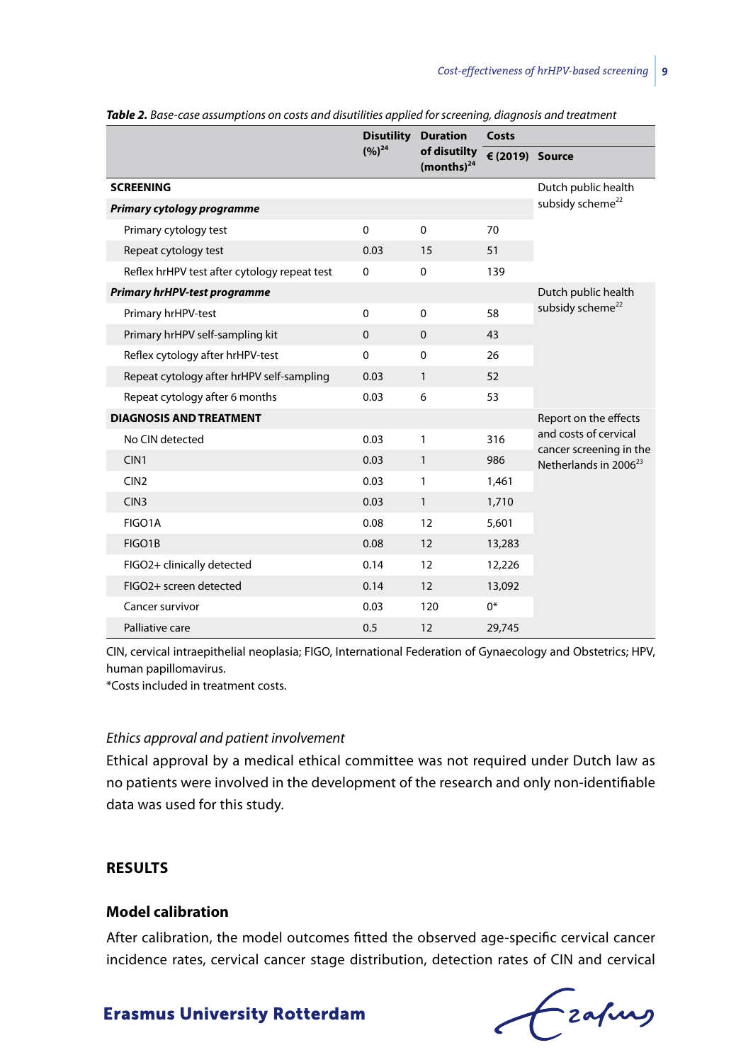***Table 2.*** *Base-case assumptions on costs and disutilities applied for screening, diagnosis and treatment*

| | Disutility (%)[24] | Duration of disutilty (months)[24] | Costs | |
|---|---|---|---|---|
| | | | € (2019) | Source |
| **SCREENING** | | | | Dutch public health subsidy scheme[22] |
| ***Primary cytology programme*** | | | | |
| Primary cytology test | 0 | 0 | 70 | |
| Repeat cytology test | 0.03 | 15 | 51 | |
| Reflex hrHPV test after cytology repeat test | 0 | 0 | 139 | |
| ***Primary hrHPV-test programme*** | | | | Dutch public health subsidy scheme[22] |
| Primary hrHPV-test | 0 | 0 | 58 | |
| Primary hrHPV self-sampling kit | 0 | 0 | 43 | |
| Reflex cytology after hrHPV-test | 0 | 0 | 26 | |
| Repeat cytology after hrHPV self-sampling | 0.03 | 1 | 52 | |
| Repeat cytology after 6 months | 0.03 | 6 | 53 | |
| **DIAGNOSIS AND TREATMENT** | | | | Report on the effects and costs of cervical cancer screening in the Netherlands in 2006[23] |
| No CIN detected | 0.03 | 1 | 316 | |
| CIN1 | 0.03 | 1 | 986 | |
| CIN2 | 0.03 | 1 | 1,461 | |
| CIN3 | 0.03 | 1 | 1,710 | |
| FIGO1A | 0.08 | 12 | 5,601 | |
| FIGO1B | 0.08 | 12 | 13,283 | |
| FIGO2+ clinically detected | 0.14 | 12 | 12,226 | |
| FIGO2+ screen detected | 0.14 | 12 | 13,092 | |
| Cancer survivor | 0.03 | 120 | 0* | |
| Palliative care | 0.5 | 12 | 29,745 | |

CIN, cervical intraepithelial neoplasia; FIGO, International Federation of Gynaecology and Obstetrics; HPV, human papillomavirus.
*Costs included in treatment costs.

*Ethics approval and patient involvement*

Ethical approval by a medical ethical committee was not required under Dutch law as no patients were involved in the development of the research and only non-identifiable data was used for this study.

## RESULTS

### Model calibration

After calibration, the model outcomes fitted the observed age-specific cervical cancer incidence rates, cervical cancer stage distribution, detection rates of CIN and cervical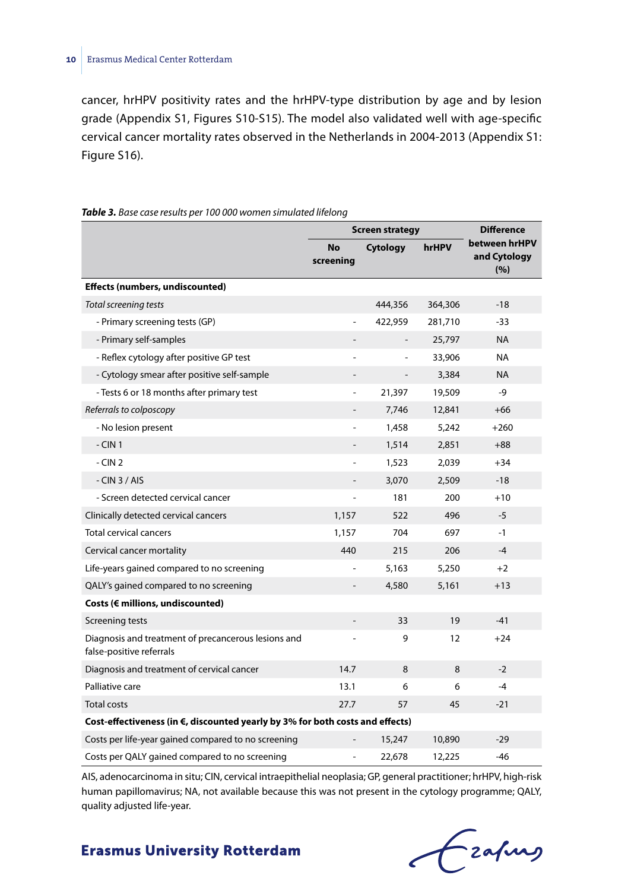cancer, hrHPV positivity rates and the hrHPV-type distribution by age and by lesion grade (Appendix S1, Figures S10-S15). The model also validated well with age-specific cervical cancer mortality rates observed in the Netherlands in 2004-2013 (Appendix S1: Figure S16).

***Table 3.*** *Base case results per 100 000 women simulated lifelong*

| | Screen strategy | | | Difference between hrHPV and Cytology (%) |
|---|---|---|---|---|
| | No screening | Cytology | hrHPV | |
| **Effects (numbers, undiscounted)** | | | | |
| *Total screening tests* | | 444,356 | 364,306 | -18 |
| - Primary screening tests (GP) | - | 422,959 | 281,710 | -33 |
| - Primary self-samples | - | - | 25,797 | NA |
| - Reflex cytology after positive GP test | - | - | 33,906 | NA |
| - Cytology smear after positive self-sample | - | - | 3,384 | NA |
| - Tests 6 or 18 months after primary test | - | 21,397 | 19,509 | -9 |
| *Referrals to colposcopy* | - | 7,746 | 12,841 | +66 |
| - No lesion present | - | 1,458 | 5,242 | +260 |
| - CIN 1 | - | 1,514 | 2,851 | +88 |
| - CIN 2 | - | 1,523 | 2,039 | +34 |
| - CIN 3 / AIS | - | 3,070 | 2,509 | -18 |
| - Screen detected cervical cancer | - | 181 | 200 | +10 |
| Clinically detected cervical cancers | 1,157 | 522 | 496 | -5 |
| Total cervical cancers | 1,157 | 704 | 697 | -1 |
| Cervical cancer mortality | 440 | 215 | 206 | -4 |
| Life-years gained compared to no screening | - | 5,163 | 5,250 | +2 |
| QALY's gained compared to no screening | - | 4,580 | 5,161 | +13 |
| **Costs (€ millions, undiscounted)** | | | | |
| Screening tests | - | 33 | 19 | -41 |
| Diagnosis and treatment of precancerous lesions and false-positive referrals | - | 9 | 12 | +24 |
| Diagnosis and treatment of cervical cancer | 14.7 | 8 | 8 | -2 |
| Palliative care | 13.1 | 6 | 6 | -4 |
| Total costs | 27.7 | 57 | 45 | -21 |
| **Cost-effectiveness (in €, discounted yearly by 3% for both costs and effects)** | | | | |
| Costs per life-year gained compared to no screening | - | 15,247 | 10,890 | -29 |
| Costs per QALY gained compared to no screening | - | 22,678 | 12,225 | -46 |

AIS, adenocarcinoma in situ; CIN, cervical intraepithelial neoplasia; GP, general practitioner; hrHPV, high-risk human papillomavirus; NA, not available because this was not present in the cytology programme; QALY, quality adjusted life-year.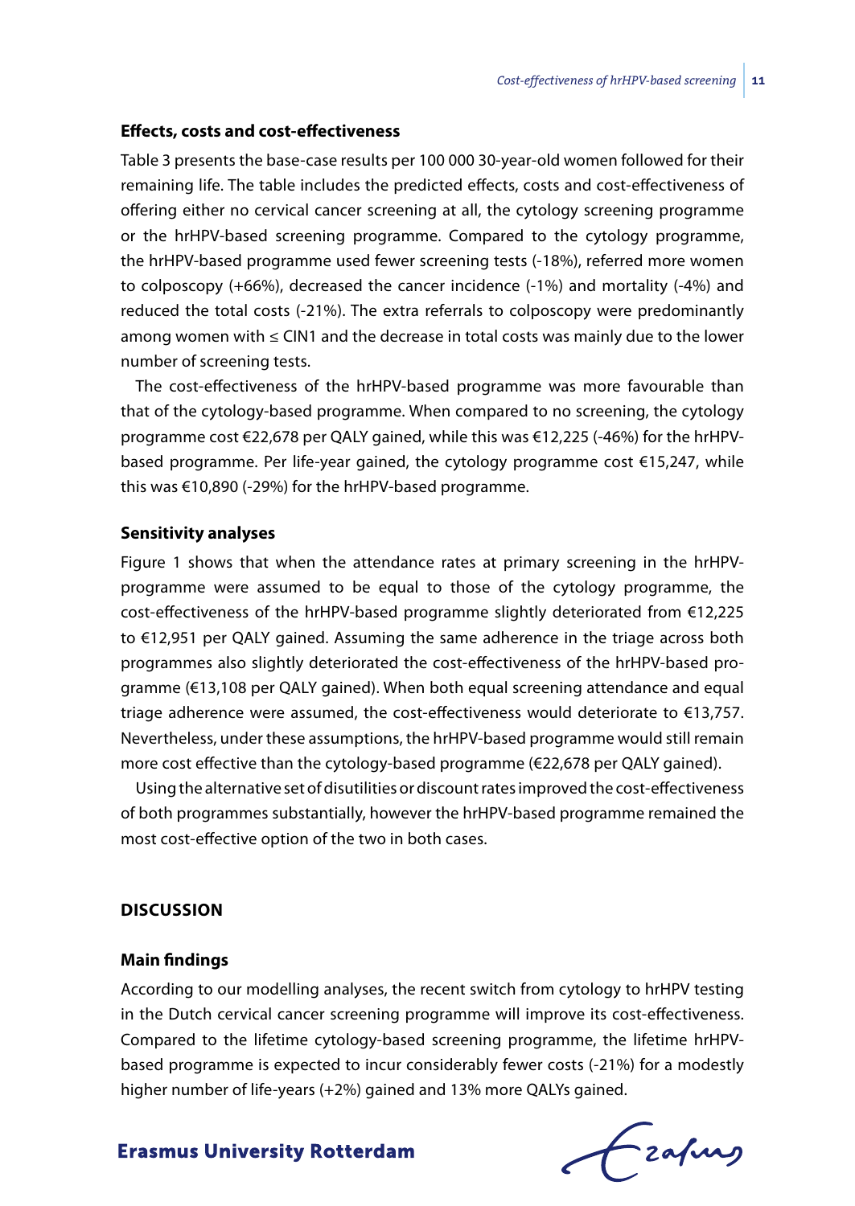### Effects, costs and cost-effectiveness

Table 3 presents the base-case results per 100 000 30-year-old women followed for their remaining life. The table includes the predicted effects, costs and cost-effectiveness of offering either no cervical cancer screening at all, the cytology screening programme or the hrHPV-based screening programme. Compared to the cytology programme, the hrHPV-based programme used fewer screening tests (-18%), referred more women to colposcopy (+66%), decreased the cancer incidence (-1%) and mortality (-4%) and reduced the total costs (-21%). The extra referrals to colposcopy were predominantly among women with ≤ CIN1 and the decrease in total costs was mainly due to the lower number of screening tests.

The cost-effectiveness of the hrHPV-based programme was more favourable than that of the cytology-based programme. When compared to no screening, the cytology programme cost €22,678 per QALY gained, while this was €12,225 (-46%) for the hrHPV-based programme. Per life-year gained, the cytology programme cost €15,247, while this was €10,890 (-29%) for the hrHPV-based programme.

### Sensitivity analyses

Figure 1 shows that when the attendance rates at primary screening in the hrHPV-programme were assumed to be equal to those of the cytology programme, the cost-effectiveness of the hrHPV-based programme slightly deteriorated from €12,225 to €12,951 per QALY gained. Assuming the same adherence in the triage across both programmes also slightly deteriorated the cost-effectiveness of the hrHPV-based programme (€13,108 per QALY gained). When both equal screening attendance and equal triage adherence were assumed, the cost-effectiveness would deteriorate to €13,757. Nevertheless, under these assumptions, the hrHPV-based programme would still remain more cost effective than the cytology-based programme (€22,678 per QALY gained).

Using the alternative set of disutilities or discount rates improved the cost-effectiveness of both programmes substantially, however the hrHPV-based programme remained the most cost-effective option of the two in both cases.

## DISCUSSION

### Main findings

According to our modelling analyses, the recent switch from cytology to hrHPV testing in the Dutch cervical cancer screening programme will improve its cost-effectiveness. Compared to the lifetime cytology-based screening programme, the lifetime hrHPV-based programme is expected to incur considerably fewer costs (-21%) for a modestly higher number of life-years (+2%) gained and 13% more QALYs gained.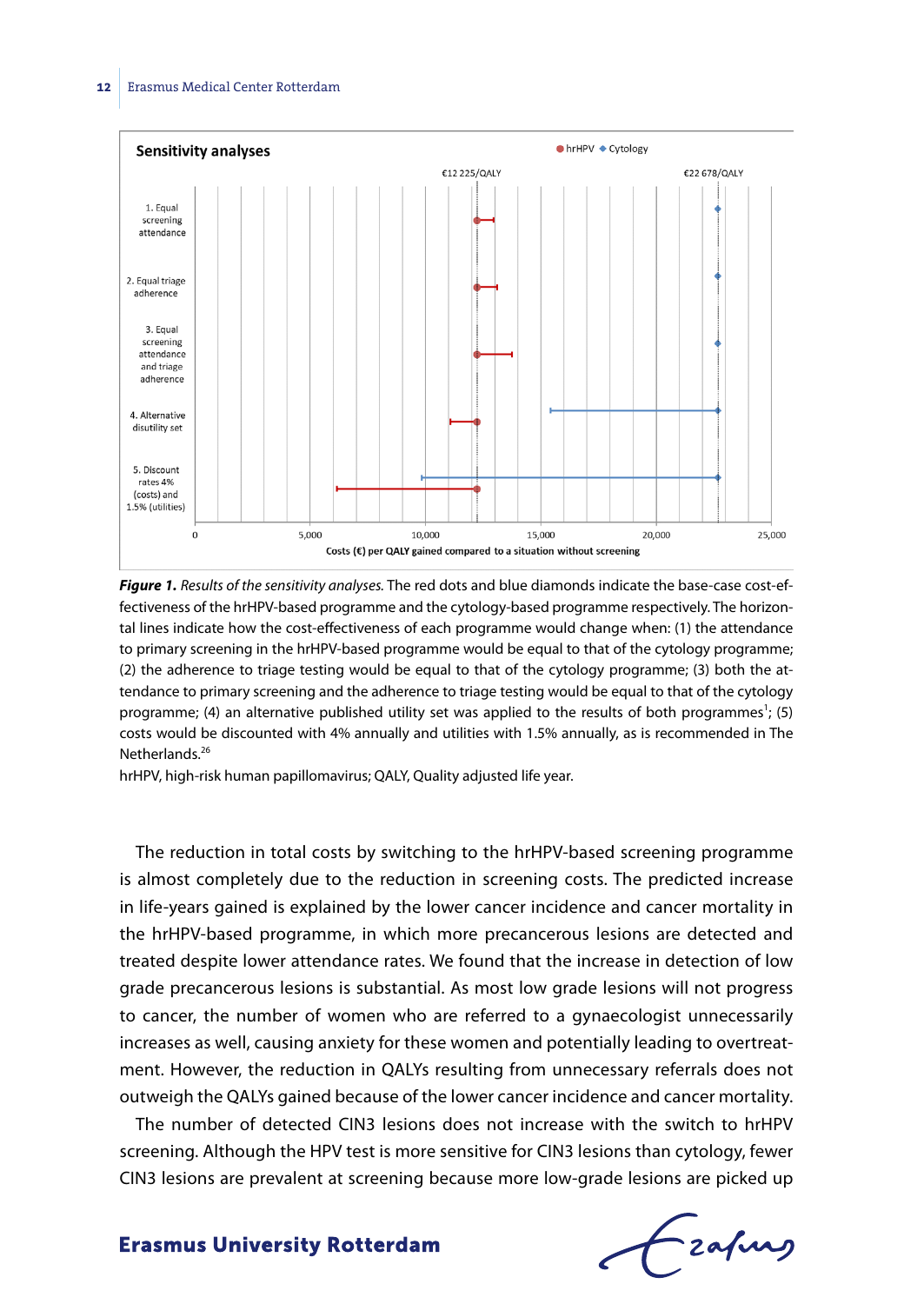**Figure 1.** *Results of the sensitivity analyses.* The red dots and blue diamonds indicate the base-case cost-effectiveness of the hrHPV-based programme and the cytology-based programme respectively. The horizontal lines indicate how the cost-effectiveness of each programme would change when: (1) the attendance to primary screening in the hrHPV-based programme would be equal to that of the cytology programme; (2) the adherence to triage testing would be equal to that of the cytology programme; (3) both the attendance to primary screening and the adherence to triage testing would be equal to that of the cytology programme; (4) an alternative published utility set was applied to the results of both programmes[1]; (5) costs would be discounted with 4% annually and utilities with 1.5% annually, as is recommended in The Netherlands.[26]

hrHPV, high-risk human papillomavirus; QALY, Quality adjusted life year.

The reduction in total costs by switching to the hrHPV-based screening programme is almost completely due to the reduction in screening costs. The predicted increase in life-years gained is explained by the lower cancer incidence and cancer mortality in the hrHPV-based programme, in which more precancerous lesions are detected and treated despite lower attendance rates. We found that the increase in detection of low grade precancerous lesions is substantial. As most low grade lesions will not progress to cancer, the number of women who are referred to a gynaecologist unnecessarily increases as well, causing anxiety for these women and potentially leading to overtreatment. However, the reduction in QALYs resulting from unnecessary referrals does not outweigh the QALYs gained because of the lower cancer incidence and cancer mortality.

The number of detected CIN3 lesions does not increase with the switch to hrHPV screening. Although the HPV test is more sensitive for CIN3 lesions than cytology, fewer CIN3 lesions are prevalent at screening because more low-grade lesions are picked up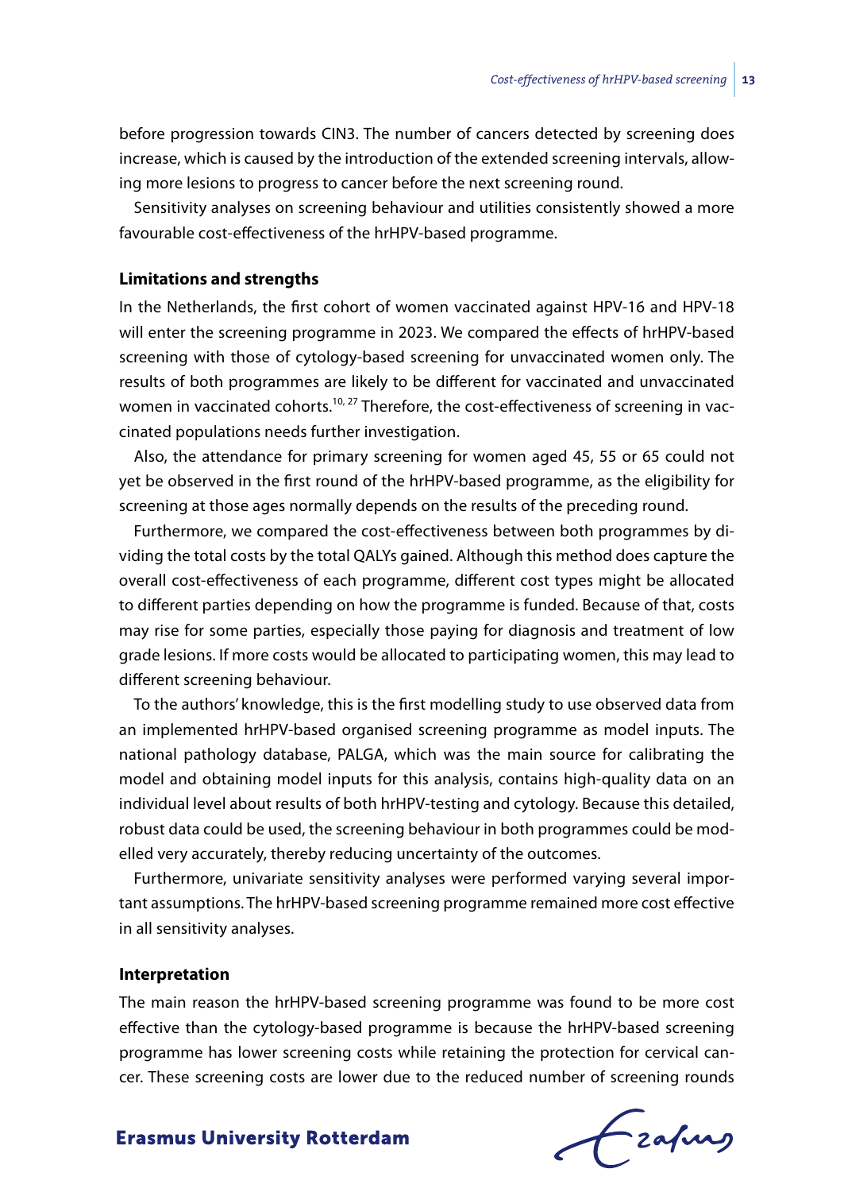before progression towards CIN3. The number of cancers detected by screening does increase, which is caused by the introduction of the extended screening intervals, allowing more lesions to progress to cancer before the next screening round.

Sensitivity analyses on screening behaviour and utilities consistently showed a more favourable cost-effectiveness of the hrHPV-based programme.

### Limitations and strengths

In the Netherlands, the first cohort of women vaccinated against HPV-16 and HPV-18 will enter the screening programme in 2023. We compared the effects of hrHPV-based screening with those of cytology-based screening for unvaccinated women only. The results of both programmes are likely to be different for vaccinated and unvaccinated women in vaccinated cohorts.[10, 27] Therefore, the cost-effectiveness of screening in vaccinated populations needs further investigation.

Also, the attendance for primary screening for women aged 45, 55 or 65 could not yet be observed in the first round of the hrHPV-based programme, as the eligibility for screening at those ages normally depends on the results of the preceding round.

Furthermore, we compared the cost-effectiveness between both programmes by dividing the total costs by the total QALYs gained. Although this method does capture the overall cost-effectiveness of each programme, different cost types might be allocated to different parties depending on how the programme is funded. Because of that, costs may rise for some parties, especially those paying for diagnosis and treatment of low grade lesions. If more costs would be allocated to participating women, this may lead to different screening behaviour.

To the authors' knowledge, this is the first modelling study to use observed data from an implemented hrHPV-based organised screening programme as model inputs. The national pathology database, PALGA, which was the main source for calibrating the model and obtaining model inputs for this analysis, contains high-quality data on an individual level about results of both hrHPV-testing and cytology. Because this detailed, robust data could be used, the screening behaviour in both programmes could be modelled very accurately, thereby reducing uncertainty of the outcomes.

Furthermore, univariate sensitivity analyses were performed varying several important assumptions. The hrHPV-based screening programme remained more cost effective in all sensitivity analyses.

### Interpretation

The main reason the hrHPV-based screening programme was found to be more cost effective than the cytology-based programme is because the hrHPV-based screening programme has lower screening costs while retaining the protection for cervical cancer. These screening costs are lower due to the reduced number of screening rounds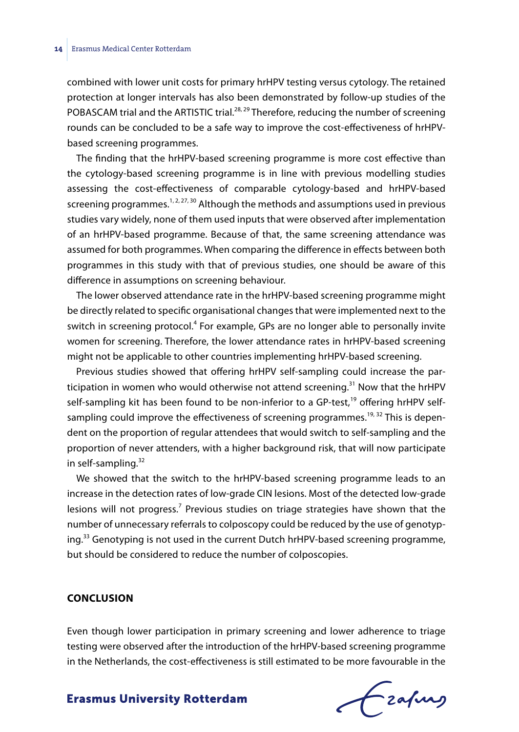combined with lower unit costs for primary hrHPV testing versus cytology. The retained protection at longer intervals has also been demonstrated by follow-up studies of the POBASCAM trial and the ARTISTIC trial.[28, 29] Therefore, reducing the number of screening rounds can be concluded to be a safe way to improve the cost-effectiveness of hrHPV-based screening programmes.

The finding that the hrHPV-based screening programme is more cost effective than the cytology-based screening programme is in line with previous modelling studies assessing the cost-effectiveness of comparable cytology-based and hrHPV-based screening programmes.[1, 2, 27, 30] Although the methods and assumptions used in previous studies vary widely, none of them used inputs that were observed after implementation of an hrHPV-based programme. Because of that, the same screening attendance was assumed for both programmes. When comparing the difference in effects between both programmes in this study with that of previous studies, one should be aware of this difference in assumptions on screening behaviour.

The lower observed attendance rate in the hrHPV-based screening programme might be directly related to specific organisational changes that were implemented next to the switch in screening protocol.[4] For example, GPs are no longer able to personally invite women for screening. Therefore, the lower attendance rates in hrHPV-based screening might not be applicable to other countries implementing hrHPV-based screening.

Previous studies showed that offering hrHPV self-sampling could increase the participation in women who would otherwise not attend screening.[31] Now that the hrHPV self-sampling kit has been found to be non-inferior to a GP-test,[19] offering hrHPV self-sampling could improve the effectiveness of screening programmes.[19, 32] This is dependent on the proportion of regular attendees that would switch to self-sampling and the proportion of never attenders, with a higher background risk, that will now participate in self-sampling.[32]

We showed that the switch to the hrHPV-based screening programme leads to an increase in the detection rates of low-grade CIN lesions. Most of the detected low-grade lesions will not progress.[7] Previous studies on triage strategies have shown that the number of unnecessary referrals to colposcopy could be reduced by the use of genotyping.[33] Genotyping is not used in the current Dutch hrHPV-based screening programme, but should be considered to reduce the number of colposcopies.

## CONCLUSION

Even though lower participation in primary screening and lower adherence to triage testing were observed after the introduction of the hrHPV-based screening programme in the Netherlands, the cost-effectiveness is still estimated to be more favourable in the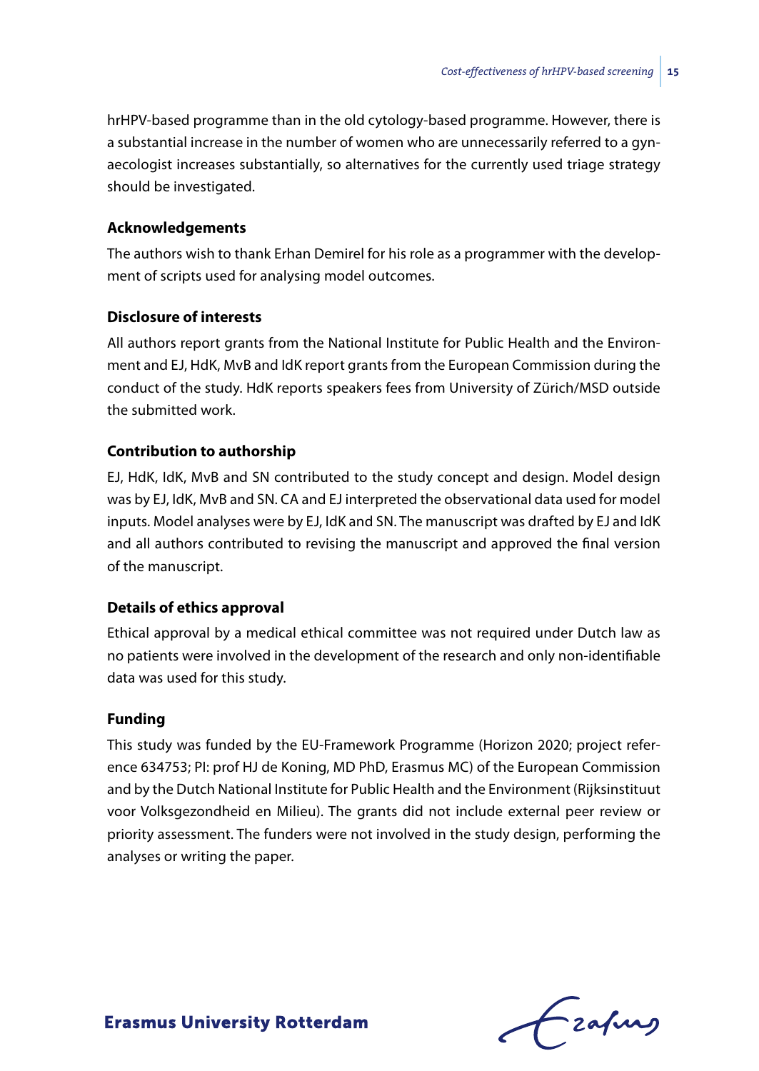hrHPV-based programme than in the old cytology-based programme. However, there is a substantial increase in the number of women who are unnecessarily referred to a gynaecologist increases substantially, so alternatives for the currently used triage strategy should be investigated.

### Acknowledgements

The authors wish to thank Erhan Demirel for his role as a programmer with the development of scripts used for analysing model outcomes.

### Disclosure of interests

All authors report grants from the National Institute for Public Health and the Environment and EJ, HdK, MvB and IdK report grants from the European Commission during the conduct of the study. HdK reports speakers fees from University of Zürich/MSD outside the submitted work.

### Contribution to authorship

EJ, HdK, IdK, MvB and SN contributed to the study concept and design. Model design was by EJ, IdK, MvB and SN. CA and EJ interpreted the observational data used for model inputs. Model analyses were by EJ, IdK and SN. The manuscript was drafted by EJ and IdK and all authors contributed to revising the manuscript and approved the final version of the manuscript.

### Details of ethics approval

Ethical approval by a medical ethical committee was not required under Dutch law as no patients were involved in the development of the research and only non-identifiable data was used for this study.

### Funding

This study was funded by the EU-Framework Programme (Horizon 2020; project reference 634753; PI: prof HJ de Koning, MD PhD, Erasmus MC) of the European Commission and by the Dutch National Institute for Public Health and the Environment (Rijksinstituut voor Volksgezondheid en Milieu). The grants did not include external peer review or priority assessment. The funders were not involved in the study design, performing the analyses or writing the paper.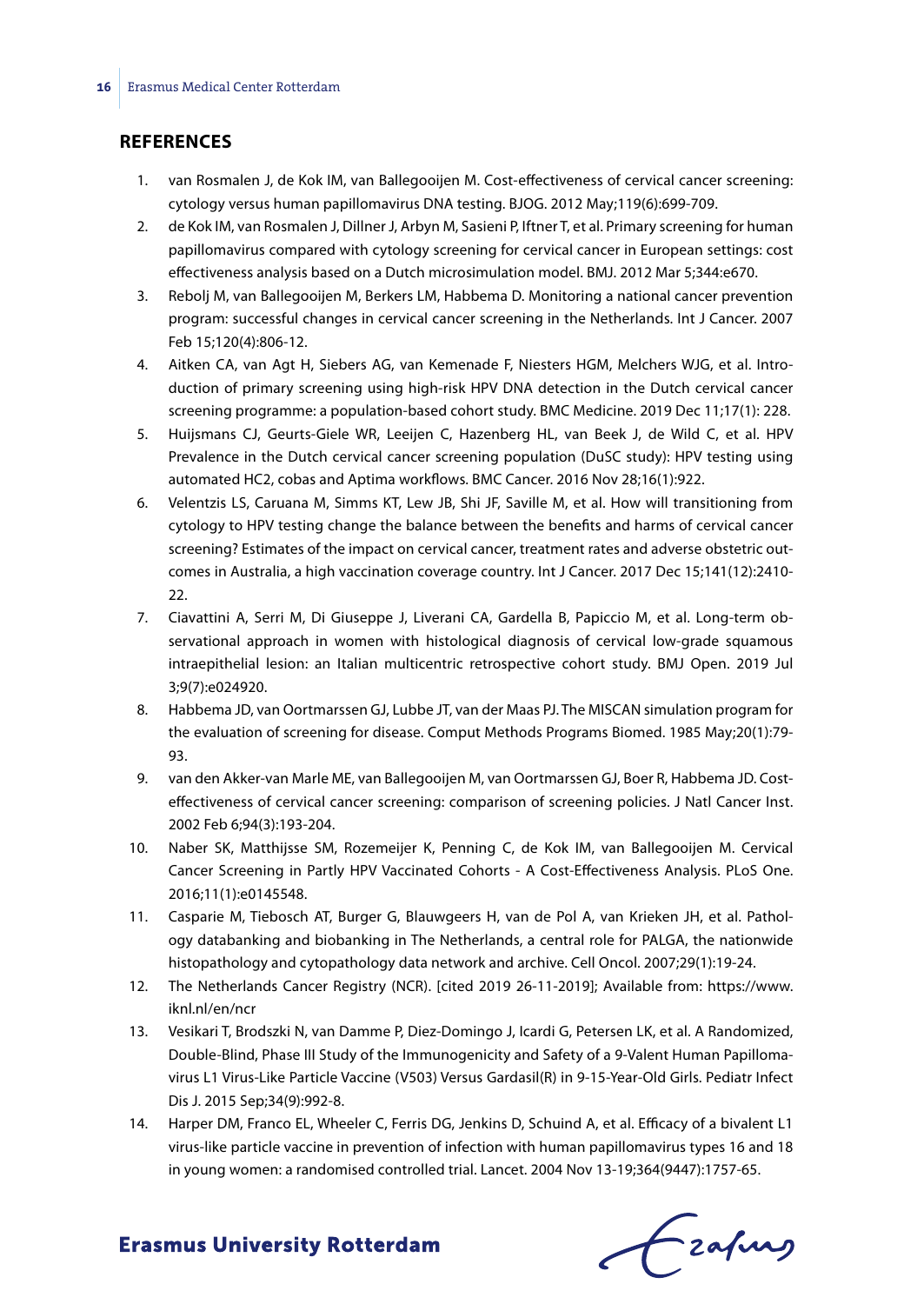## REFERENCES

1. van Rosmalen J, de Kok IM, van Ballegooijen M. Cost-effectiveness of cervical cancer screening: cytology versus human papillomavirus DNA testing. BJOG. 2012 May;119(6):699-709.
2. de Kok IM, van Rosmalen J, Dillner J, Arbyn M, Sasieni P, Iftner T, et al. Primary screening for human papillomavirus compared with cytology screening for cervical cancer in European settings: cost effectiveness analysis based on a Dutch microsimulation model. BMJ. 2012 Mar 5;344:e670.
3. Rebolj M, van Ballegooijen M, Berkers LM, Habbema D. Monitoring a national cancer prevention program: successful changes in cervical cancer screening in the Netherlands. Int J Cancer. 2007 Feb 15;120(4):806-12.
4. Aitken CA, van Agt H, Siebers AG, van Kemenade F, Niesters HGM, Melchers WJG, et al. Introduction of primary screening using high-risk HPV DNA detection in the Dutch cervical cancer screening programme: a population-based cohort study. BMC Medicine. 2019 Dec 11;17(1): 228.
5. Huijsmans CJ, Geurts-Giele WR, Leeijen C, Hazenberg HL, van Beek J, de Wild C, et al. HPV Prevalence in the Dutch cervical cancer screening population (DuSC study): HPV testing using automated HC2, cobas and Aptima workflows. BMC Cancer. 2016 Nov 28;16(1):922.
6. Velentzis LS, Caruana M, Simms KT, Lew JB, Shi JF, Saville M, et al. How will transitioning from cytology to HPV testing change the balance between the benefits and harms of cervical cancer screening? Estimates of the impact on cervical cancer, treatment rates and adverse obstetric outcomes in Australia, a high vaccination coverage country. Int J Cancer. 2017 Dec 15;141(12):2410-22.
7. Ciavattini A, Serri M, Di Giuseppe J, Liverani CA, Gardella B, Papiccio M, et al. Long-term observational approach in women with histological diagnosis of cervical low-grade squamous intraepithelial lesion: an Italian multicentric retrospective cohort study. BMJ Open. 2019 Jul 3;9(7):e024920.
8. Habbema JD, van Oortmarssen GJ, Lubbe JT, van der Maas PJ. The MISCAN simulation program for the evaluation of screening for disease. Comput Methods Programs Biomed. 1985 May;20(1):79-93.
9. van den Akker-van Marle ME, van Ballegooijen M, van Oortmarssen GJ, Boer R, Habbema JD. Cost-effectiveness of cervical cancer screening: comparison of screening policies. J Natl Cancer Inst. 2002 Feb 6;94(3):193-204.
10. Naber SK, Matthijsse SM, Rozemeijer K, Penning C, de Kok IM, van Ballegooijen M. Cervical Cancer Screening in Partly HPV Vaccinated Cohorts - A Cost-Effectiveness Analysis. PLoS One. 2016;11(1):e0145548.
11. Casparie M, Tiebosch AT, Burger G, Blauwgeers H, van de Pol A, van Krieken JH, et al. Pathology databanking and biobanking in The Netherlands, a central role for PALGA, the nationwide histopathology and cytopathology data network and archive. Cell Oncol. 2007;29(1):19-24.
12. The Netherlands Cancer Registry (NCR). [cited 2019 26-11-2019]; Available from: https://www.iknl.nl/en/ncr
13. Vesikari T, Brodszki N, van Damme P, Diez-Domingo J, Icardi G, Petersen LK, et al. A Randomized, Double-Blind, Phase III Study of the Immunogenicity and Safety of a 9-Valent Human Papillomavirus L1 Virus-Like Particle Vaccine (V503) Versus Gardasil(R) in 9-15-Year-Old Girls. Pediatr Infect Dis J. 2015 Sep;34(9):992-8.
14. Harper DM, Franco EL, Wheeler C, Ferris DG, Jenkins D, Schuind A, et al. Efficacy of a bivalent L1 virus-like particle vaccine in prevention of infection with human papillomavirus types 16 and 18 in young women: a randomised controlled trial. Lancet. 2004 Nov 13-19;364(9447):1757-65.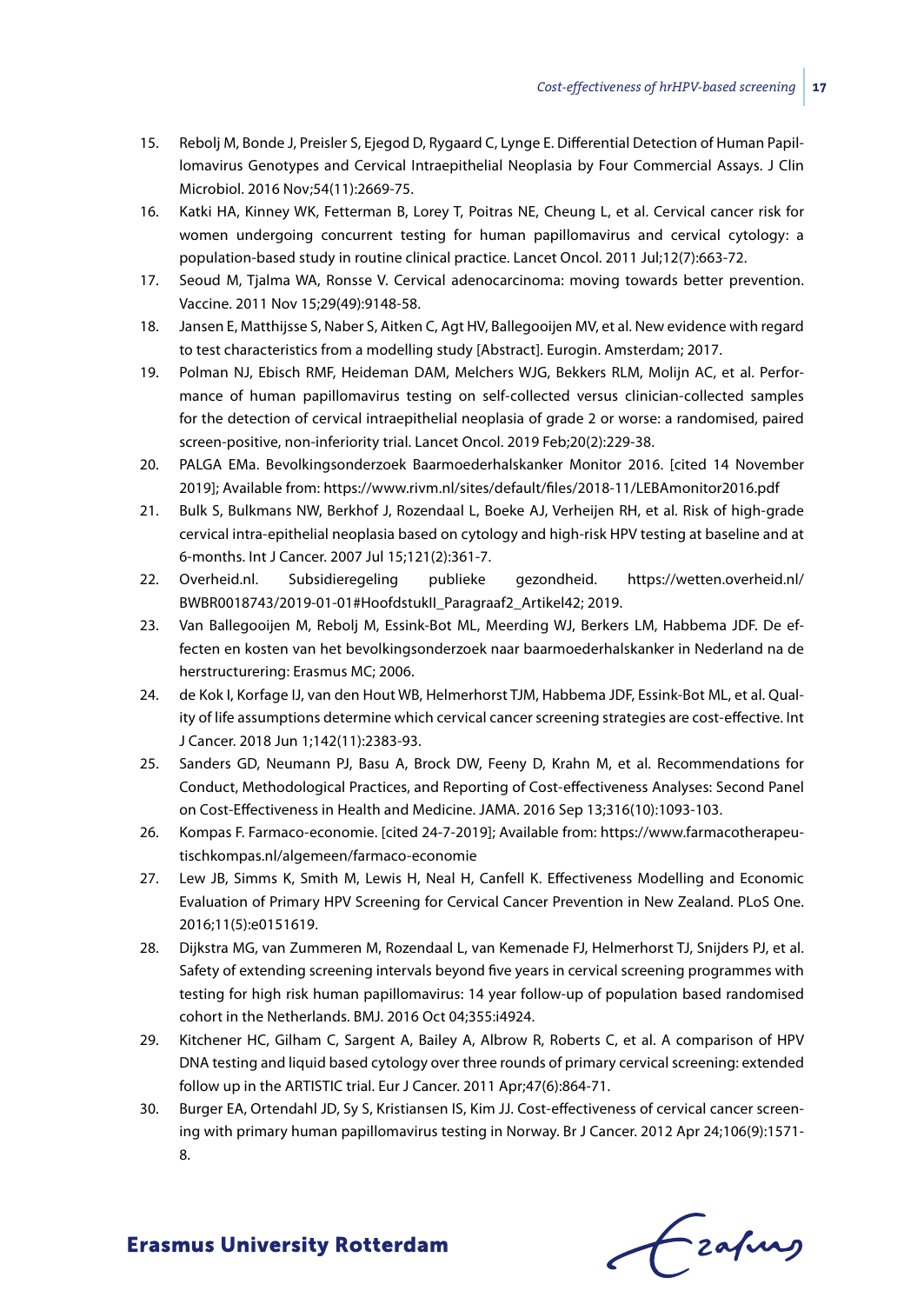15. Rebolj M, Bonde J, Preisler S, Ejegod D, Rygaard C, Lynge E. Differential Detection of Human Papillomavirus Genotypes and Cervical Intraepithelial Neoplasia by Four Commercial Assays. J Clin Microbiol. 2016 Nov;54(11):2669-75.
16. Katki HA, Kinney WK, Fetterman B, Lorey T, Poitras NE, Cheung L, et al. Cervical cancer risk for women undergoing concurrent testing for human papillomavirus and cervical cytology: a population-based study in routine clinical practice. Lancet Oncol. 2011 Jul;12(7):663-72.
17. Seoud M, Tjalma WA, Ronsse V. Cervical adenocarcinoma: moving towards better prevention. Vaccine. 2011 Nov 15;29(49):9148-58.
18. Jansen E, Matthijsse S, Naber S, Aitken C, Agt HV, Ballegooijen MV, et al. New evidence with regard to test characteristics from a modelling study [Abstract]. Eurogin. Amsterdam; 2017.
19. Polman NJ, Ebisch RMF, Heideman DAM, Melchers WJG, Bekkers RLM, Molijn AC, et al. Performance of human papillomavirus testing on self-collected versus clinician-collected samples for the detection of cervical intraepithelial neoplasia of grade 2 or worse: a randomised, paired screen-positive, non-inferiority trial. Lancet Oncol. 2019 Feb;20(2):229-38.
20. PALGA EMa. Bevolkingsonderzoek Baarmoederhalskanker Monitor 2016. [cited 14 November 2019]; Available from: https://www.rivm.nl/sites/default/files/2018-11/LEBAmonitor2016.pdf
21. Bulk S, Bulkmans NW, Berkhof J, Rozendaal L, Boeke AJ, Verheijen RH, et al. Risk of high-grade cervical intra-epithelial neoplasia based on cytology and high-risk HPV testing at baseline and at 6-months. Int J Cancer. 2007 Jul 15;121(2):361-7.
22. Overheid.nl. Subsidieregeling publieke gezondheid. https://wetten.overheid.nl/BWBR0018743/2019-01-01#HoofdstukII_Paragraaf2_Artikel42; 2019.
23. Van Ballegooijen M, Rebolj M, Essink-Bot ML, Meerding WJ, Berkers LM, Habbema JDF. De effecten en kosten van het bevolkingsonderzoek naar baarmoederhalskanker in Nederland na de herstructurering: Erasmus MC; 2006.
24. de Kok I, Korfage IJ, van den Hout WB, Helmerhorst TJM, Habbema JDF, Essink-Bot ML, et al. Quality of life assumptions determine which cervical cancer screening strategies are cost-effective. Int J Cancer. 2018 Jun 1;142(11):2383-93.
25. Sanders GD, Neumann PJ, Basu A, Brock DW, Feeny D, Krahn M, et al. Recommendations for Conduct, Methodological Practices, and Reporting of Cost-effectiveness Analyses: Second Panel on Cost-Effectiveness in Health and Medicine. JAMA. 2016 Sep 13;316(10):1093-103.
26. Kompas F. Farmaco-economie. [cited 24-7-2019]; Available from: https://www.farmacotherapeutischkompas.nl/algemeen/farmaco-economie
27. Lew JB, Simms K, Smith M, Lewis H, Neal H, Canfell K. Effectiveness Modelling and Economic Evaluation of Primary HPV Screening for Cervical Cancer Prevention in New Zealand. PLoS One. 2016;11(5):e0151619.
28. Dijkstra MG, van Zummeren M, Rozendaal L, van Kemenade FJ, Helmerhorst TJ, Snijders PJ, et al. Safety of extending screening intervals beyond five years in cervical screening programmes with testing for high risk human papillomavirus: 14 year follow-up of population based randomised cohort in the Netherlands. BMJ. 2016 Oct 04;355:i4924.
29. Kitchener HC, Gilham C, Sargent A, Bailey A, Albrow R, Roberts C, et al. A comparison of HPV DNA testing and liquid based cytology over three rounds of primary cervical screening: extended follow up in the ARTISTIC trial. Eur J Cancer. 2011 Apr;47(6):864-71.
30. Burger EA, Ortendahl JD, Sy S, Kristiansen IS, Kim JJ. Cost-effectiveness of cervical cancer screening with primary human papillomavirus testing in Norway. Br J Cancer. 2012 Apr 24;106(9):1571-8.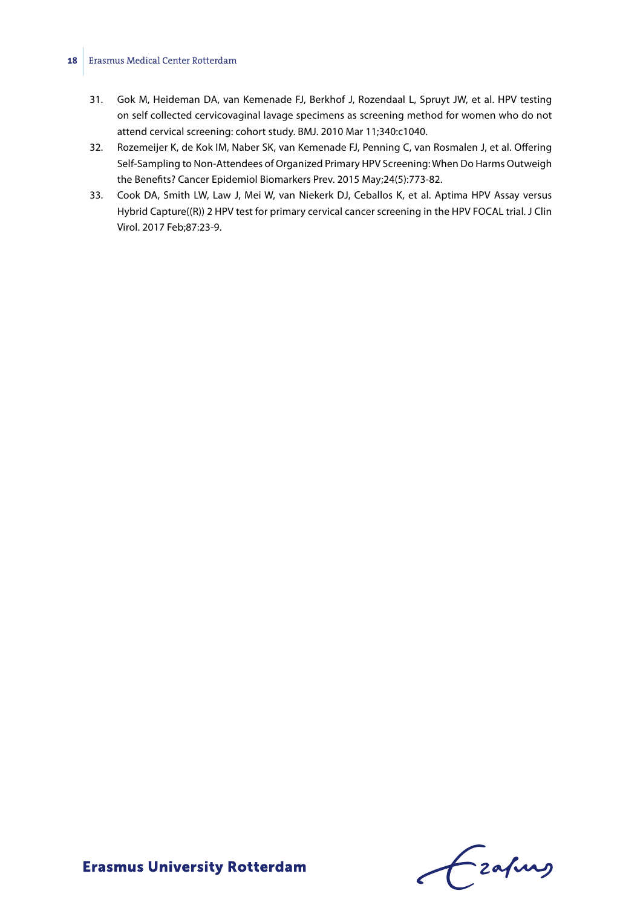31. Gok M, Heideman DA, van Kemenade FJ, Berkhof J, Rozendaal L, Spruyt JW, et al. HPV testing on self collected cervicovaginal lavage specimens as screening method for women who do not attend cervical screening: cohort study. BMJ. 2010 Mar 11;340:c1040.
32. Rozemeijer K, de Kok IM, Naber SK, van Kemenade FJ, Penning C, van Rosmalen J, et al. Offering Self-Sampling to Non-Attendees of Organized Primary HPV Screening: When Do Harms Outweigh the Benefits? Cancer Epidemiol Biomarkers Prev. 2015 May;24(5):773-82.
33. Cook DA, Smith LW, Law J, Mei W, van Niekerk DJ, Ceballos K, et al. Aptima HPV Assay versus Hybrid Capture((R)) 2 HPV test for primary cervical cancer screening in the HPV FOCAL trial. J Clin Virol. 2017 Feb;87:23-9.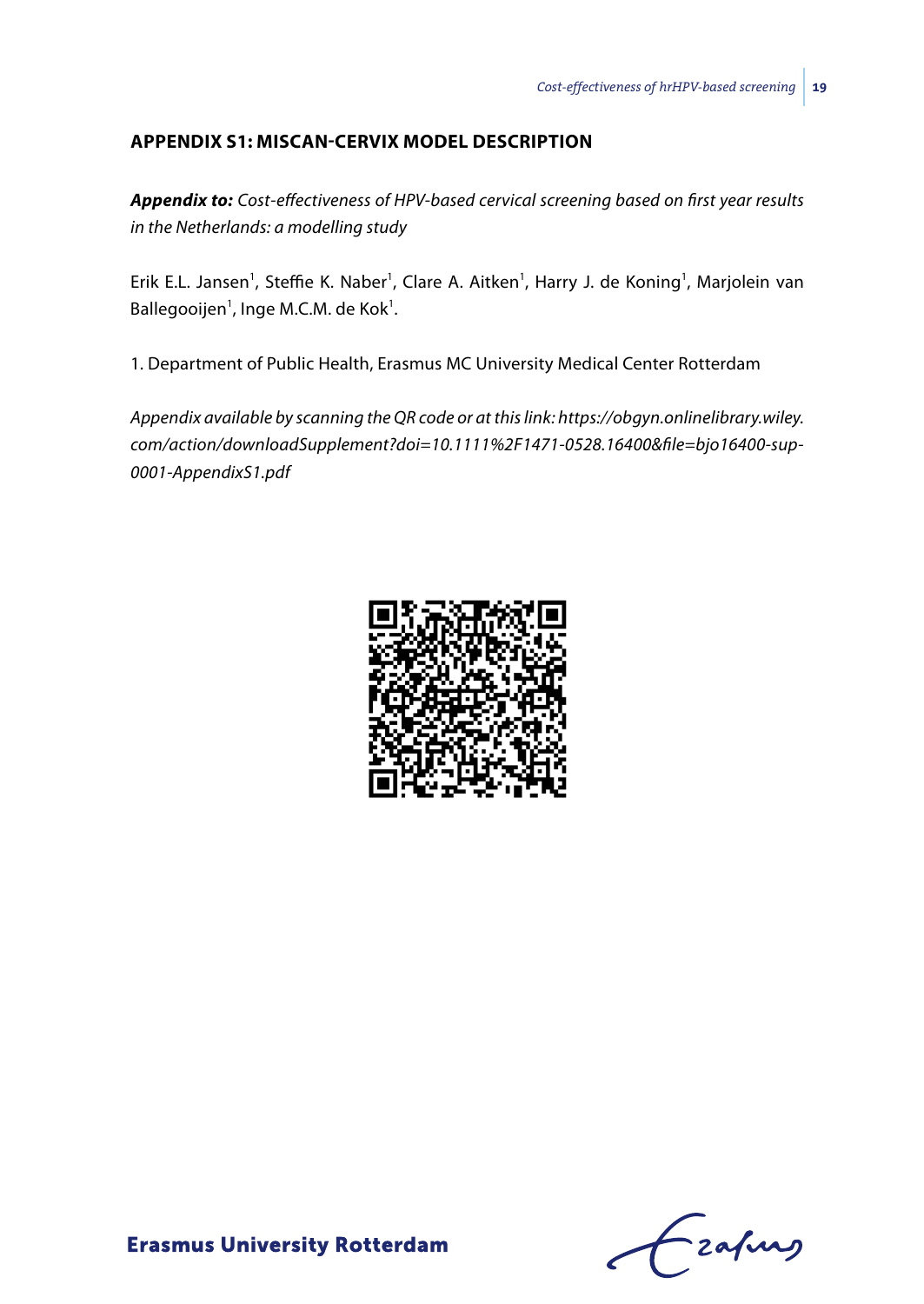## APPENDIX S1: MISCAN-CERVIX MODEL DESCRIPTION

***Appendix to:*** *Cost-effectiveness of HPV-based cervical screening based on first year results in the Netherlands: a modelling study*

Erik E.L. Jansen[1], Steffie K. Naber[1], Clare A. Aitken[1], Harry J. de Koning[1], Marjolein van Ballegooijen[1], Inge M.C.M. de Kok[1].

1. Department of Public Health, Erasmus MC University Medical Center Rotterdam

*Appendix available by scanning the QR code or at this link: https://obgyn.onlinelibrary.wiley.com/action/downloadSupplement?doi=10.1111%2F1471-0528.16400&file=bjo16400-sup-0001-AppendixS1.pdf*